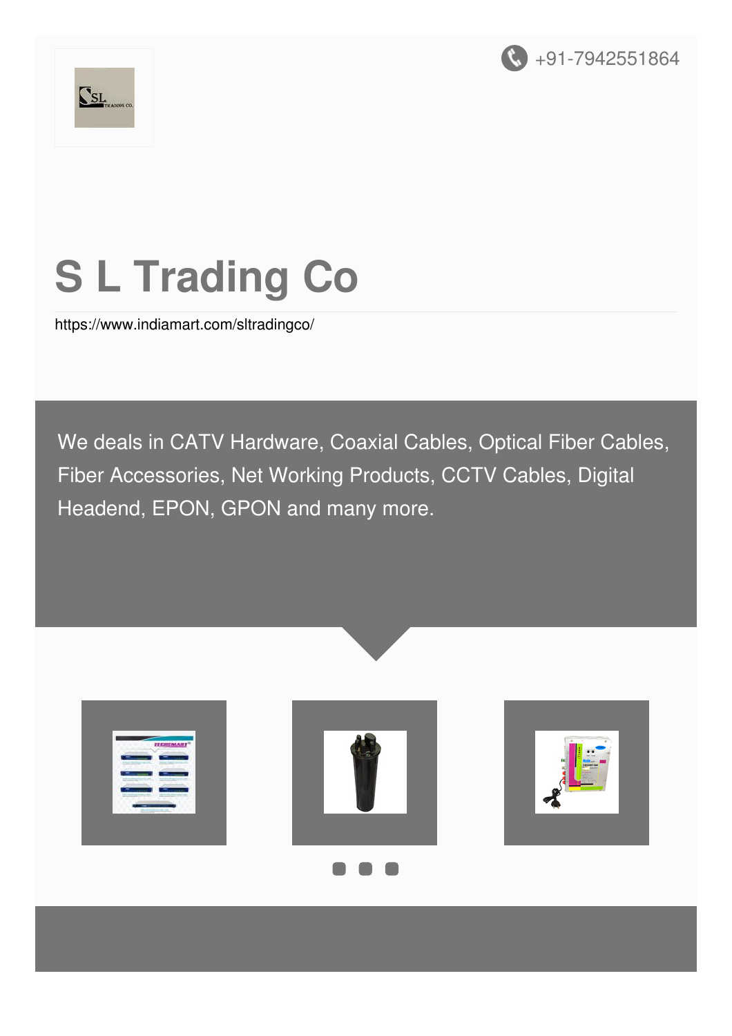+91-7942551864

# S L Trading Co

https://www.indiamart.com/sltradingco/

We deals in CATV Hardware, Coaxial Cables, Optical Fiber Cables, Fiber Accessories, Net Working Products, CCTV Cables, Digital Headend, EPON, GPON and many more.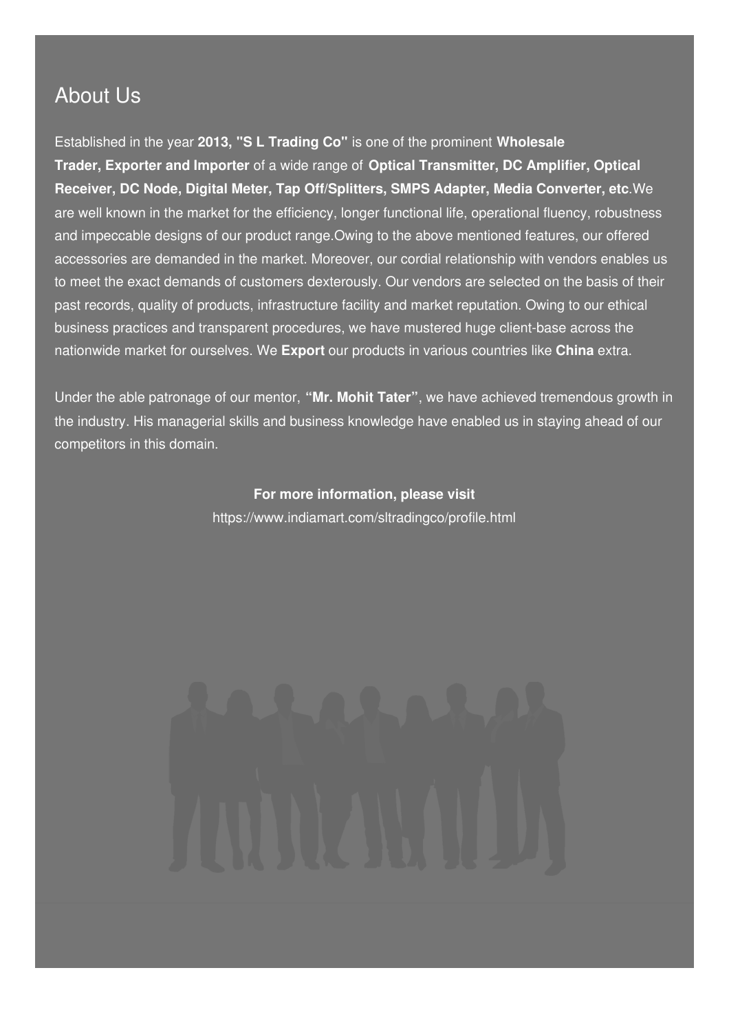## About Us

Established in the year **2013, "S L Trading Co"** is one of the prominent **Wholesale Trader, Exporter and Importer** of a wide range of **Optical Transmitter, DC Amplifier, Optical Receiver, DC Node, Digital Meter, Tap Off/Splitters, SMPS Adapter, Media Converter, etc**.We are well known in the market for the efficiency, longer functional life, operational fluency, robustness and impeccable designs of our product range.Owing to the above mentioned features, our offered accessories are demanded in the market. Moreover, our cordial relationship with vendors enables us to meet the exact demands of customers dexterously. Our vendors are selected on the basis of their past records, quality of products, infrastructure facility and market reputation. Owing to our ethical business practices and transparent procedures, we have mustered huge client-base across the nationwide market for ourselves. We **Export** our products in various countries like **China** extra.

Under the able patronage of our mentor, **"Mr. Mohit Tater"**, we have achieved tremendous growth in the industry. His managerial skills and business knowledge have enabled us in staying ahead of our competitors in this domain.

**For more information, please visit**
https://www.indiamart.com/sltradingco/profile.html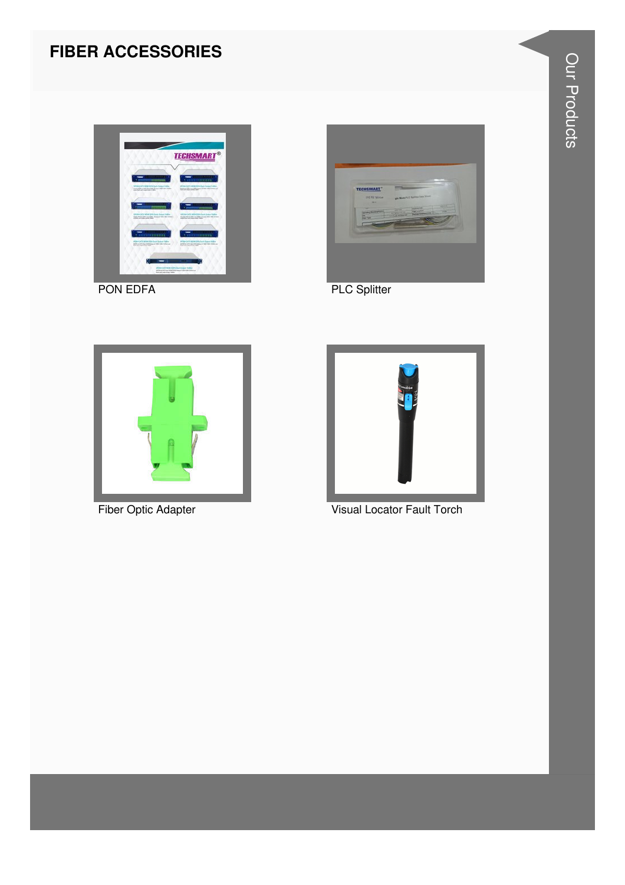# FIBER ACCESSORIES

PON EDFA

PLC Splitter

Fiber Optic Adapter

Visual Locator Fault Torch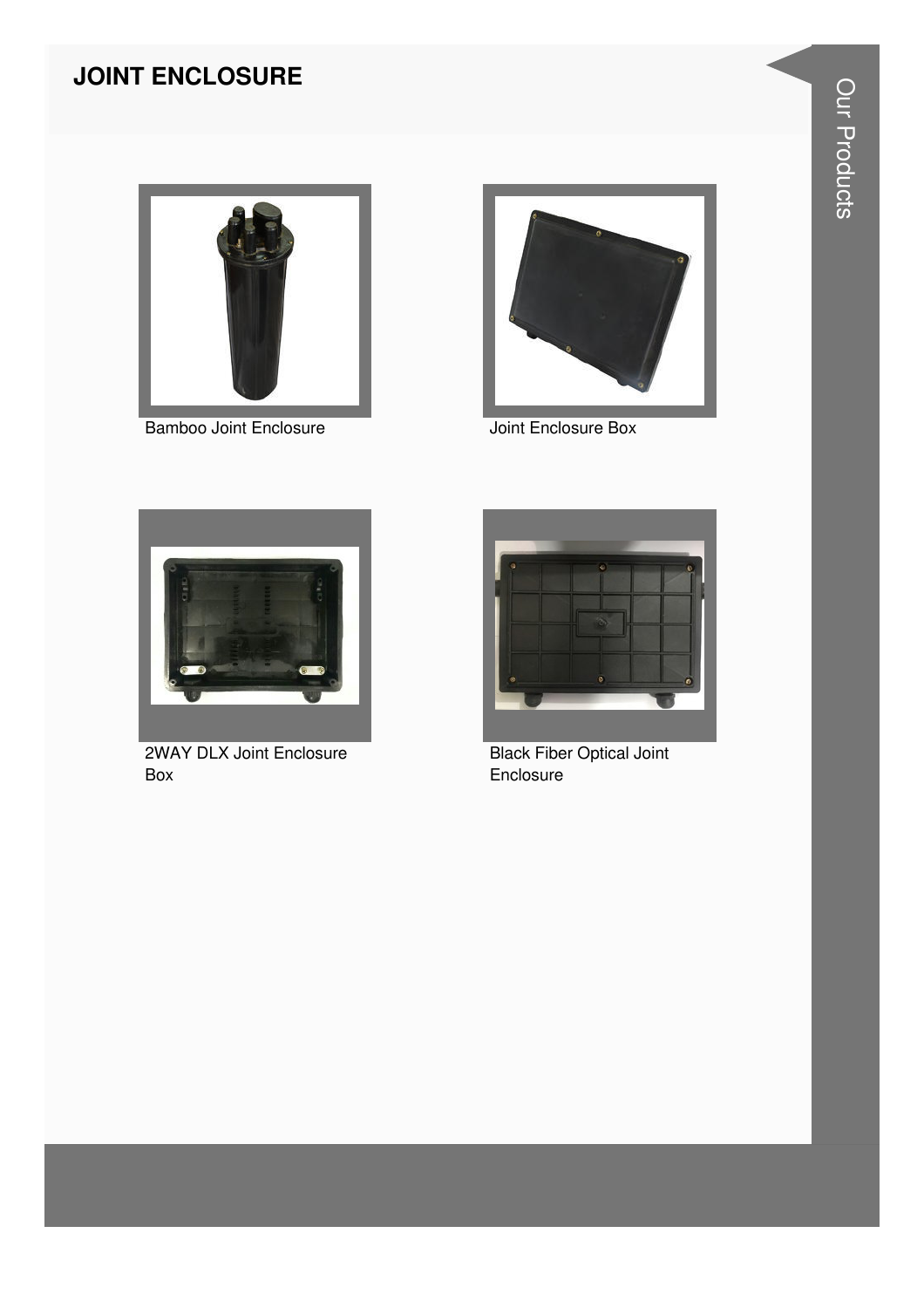# JOINT ENCLOSURE

Bamboo Joint Enclosure

Joint Enclosure Box

2WAY DLX Joint Enclosure Box

Black Fiber Optical Joint Enclosure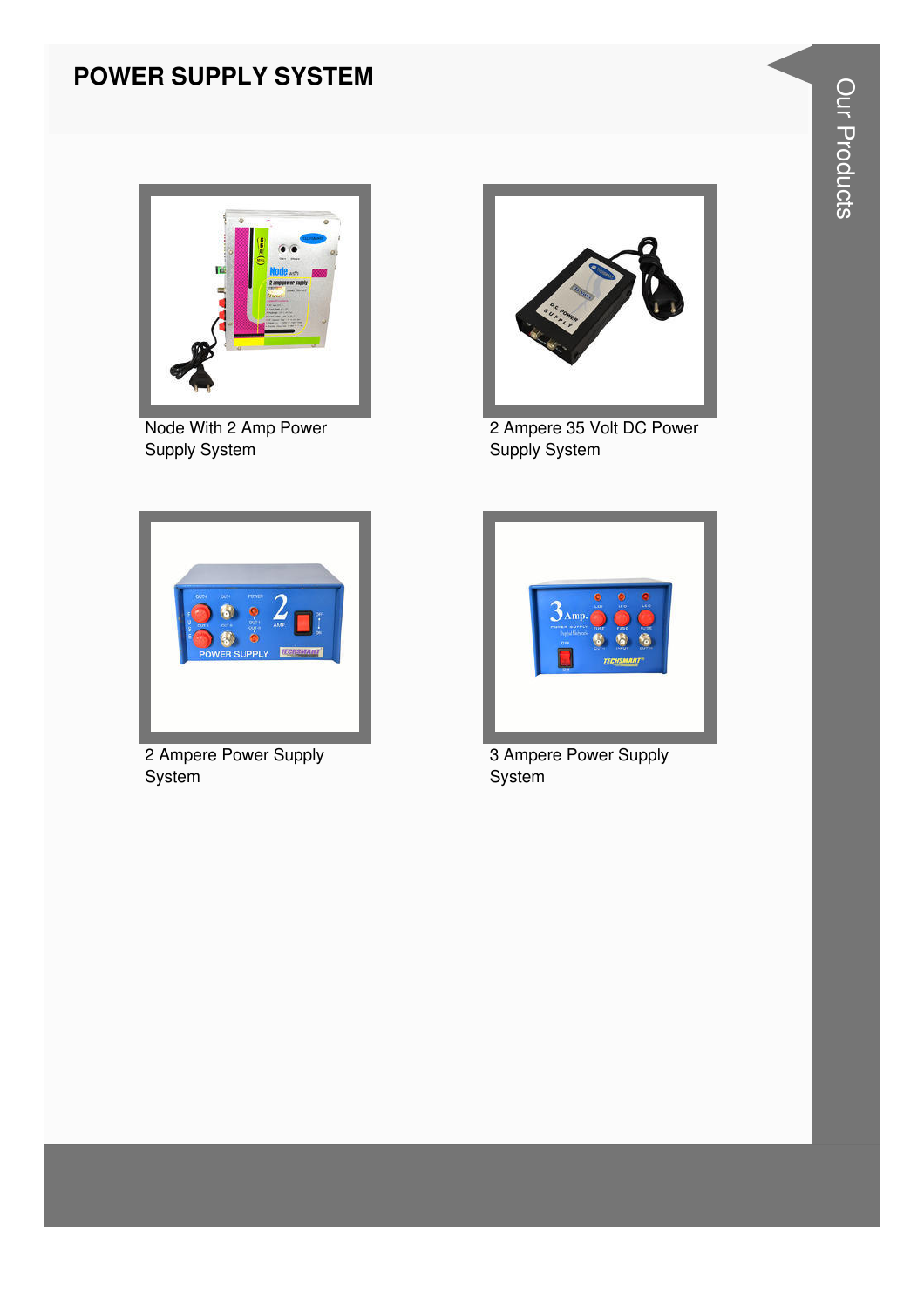# POWER SUPPLY SYSTEM

Node With 2 Amp Power Supply System

2 Ampere 35 Volt DC Power Supply System

2 Ampere Power Supply System

3 Ampere Power Supply System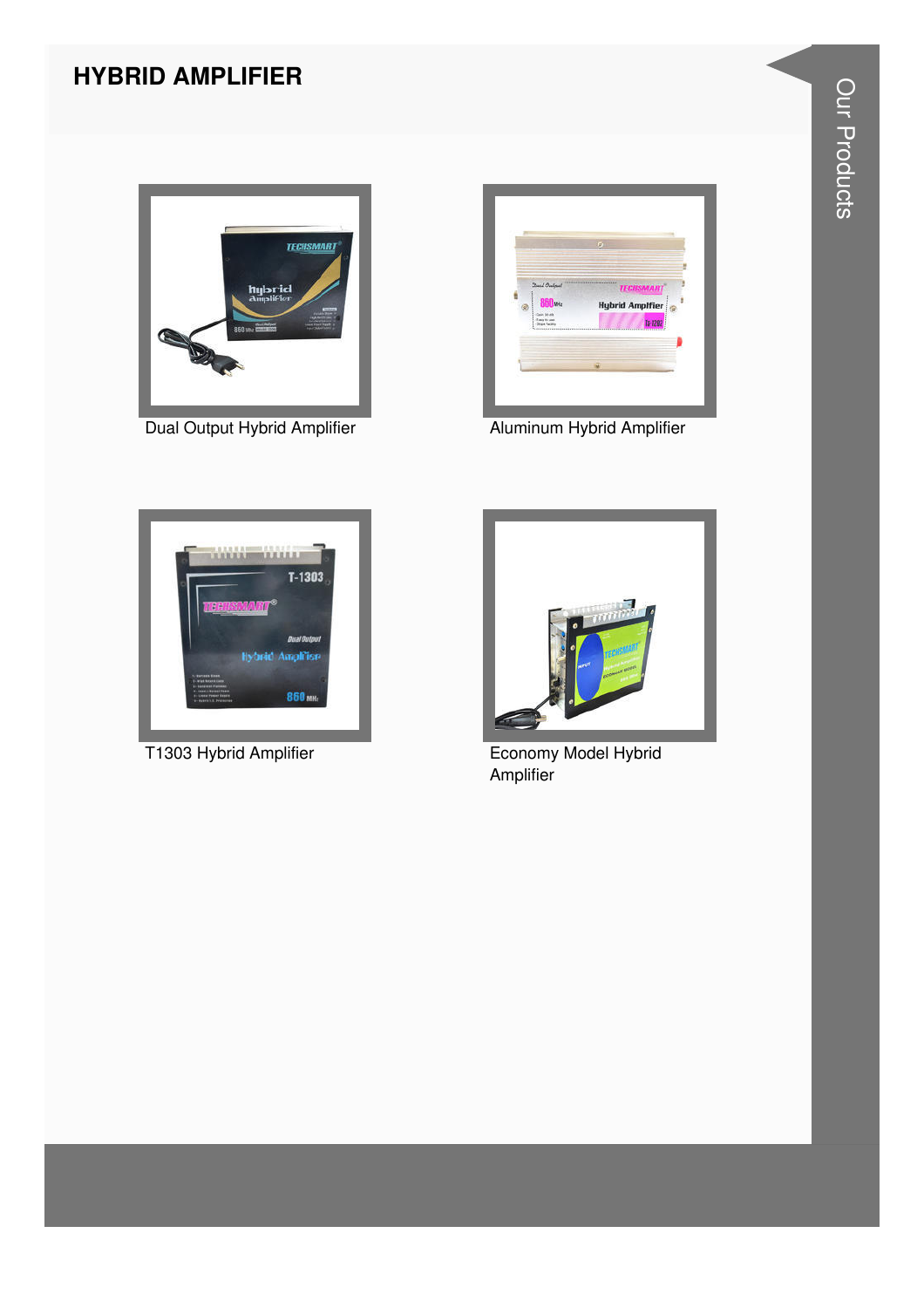## HYBRID AMPLIFIER

Dual Output Hybrid Amplifier

Aluminum Hybrid Amplifier

T1303 Hybrid Amplifier

Economy Model Hybrid Amplifier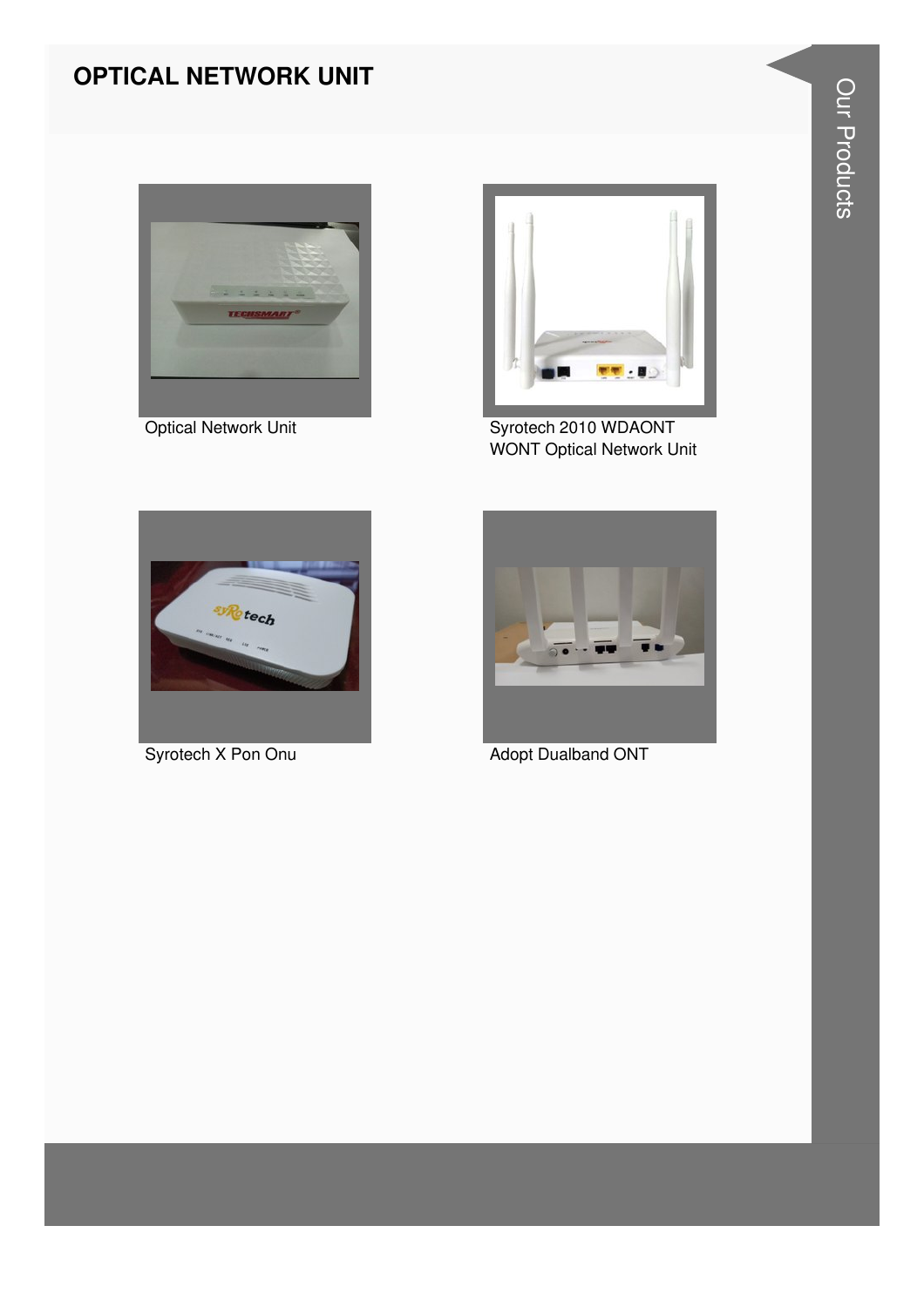# OPTICAL NETWORK UNIT

Optical Network Unit

Syrotech 2010 WDAONT WONT Optical Network Unit

Syrotech X Pon Onu

Adopt Dualband ONT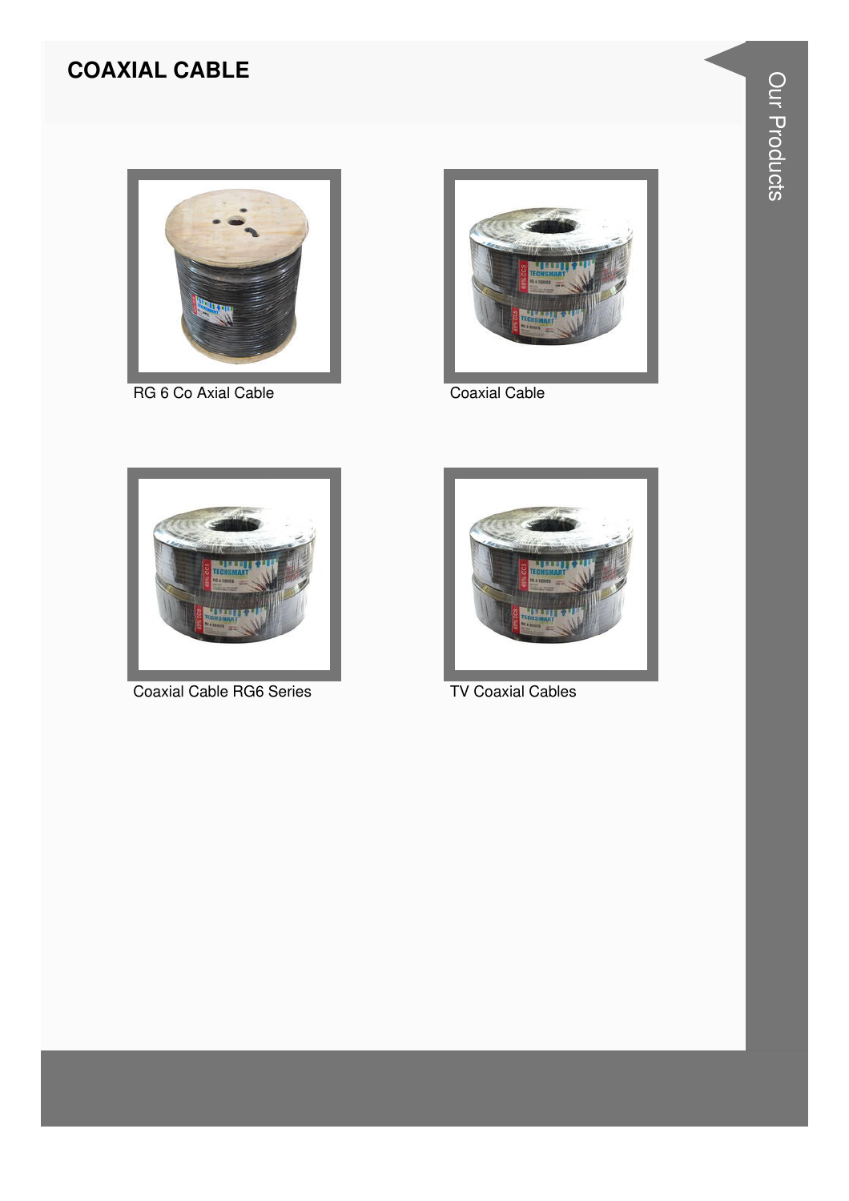# COAXIAL CABLE

RG 6 Co Axial Cable

Coaxial Cable

Coaxial Cable RG6 Series

TV Coaxial Cables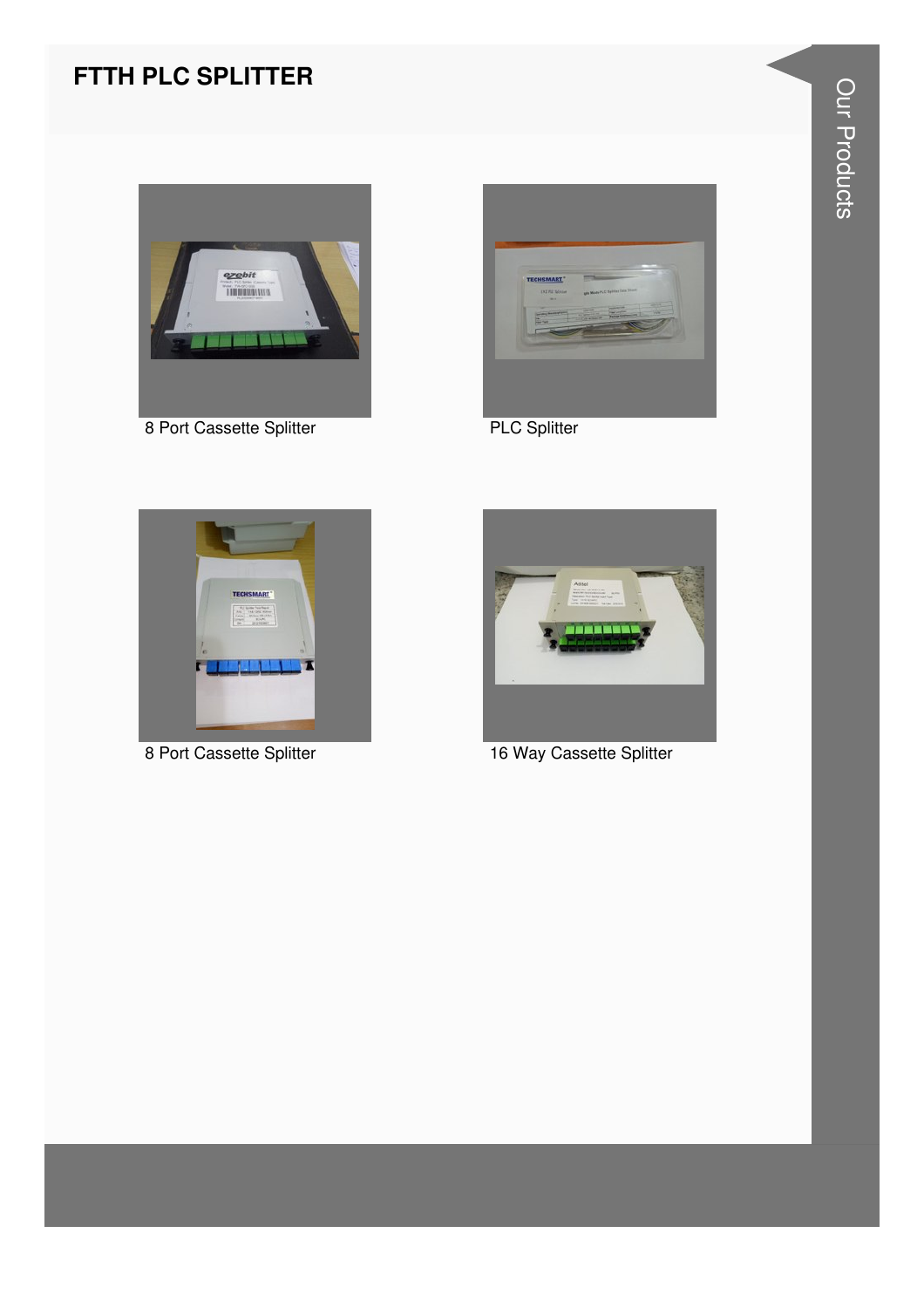# FTTH PLC SPLITTER

8 Port Cassette Splitter

PLC Splitter

8 Port Cassette Splitter

16 Way Cassette Splitter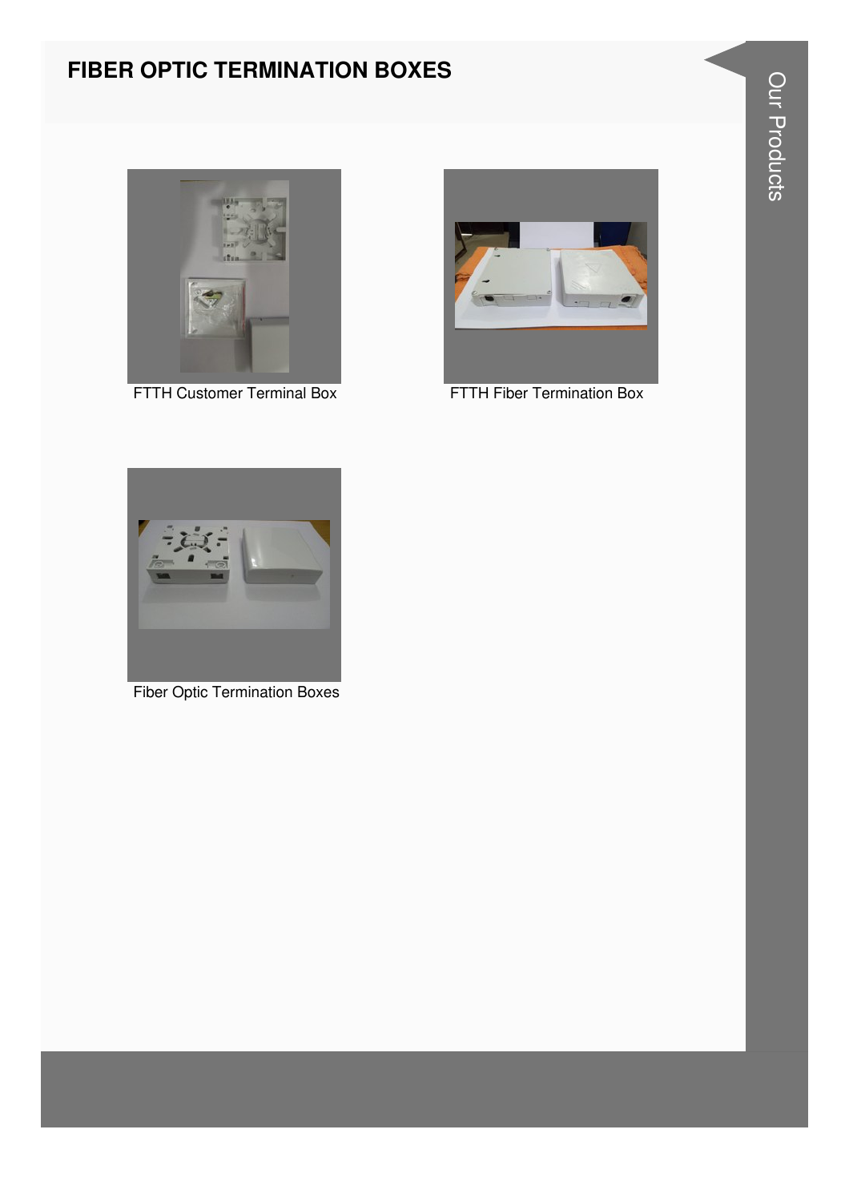# FIBER OPTIC TERMINATION BOXES

FTTH Customer Terminal Box

FTTH Fiber Termination Box

Fiber Optic Termination Boxes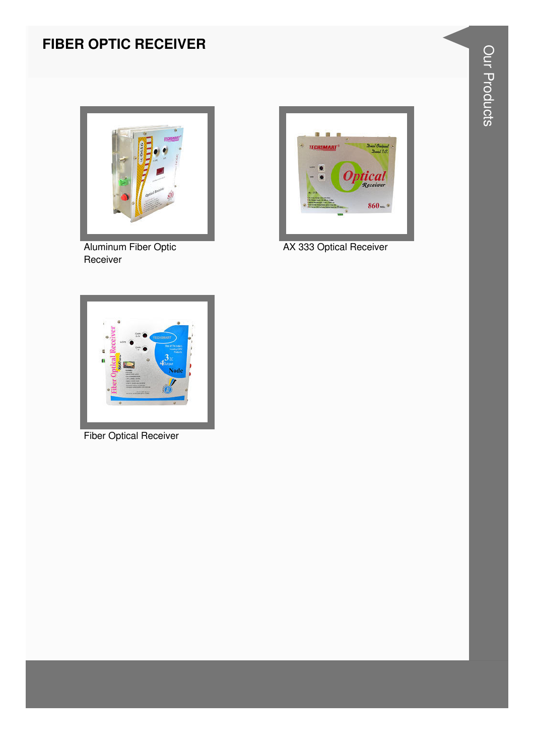# FIBER OPTIC RECEIVER

Aluminum Fiber Optic Receiver

AX 333 Optical Receiver

Fiber Optical Receiver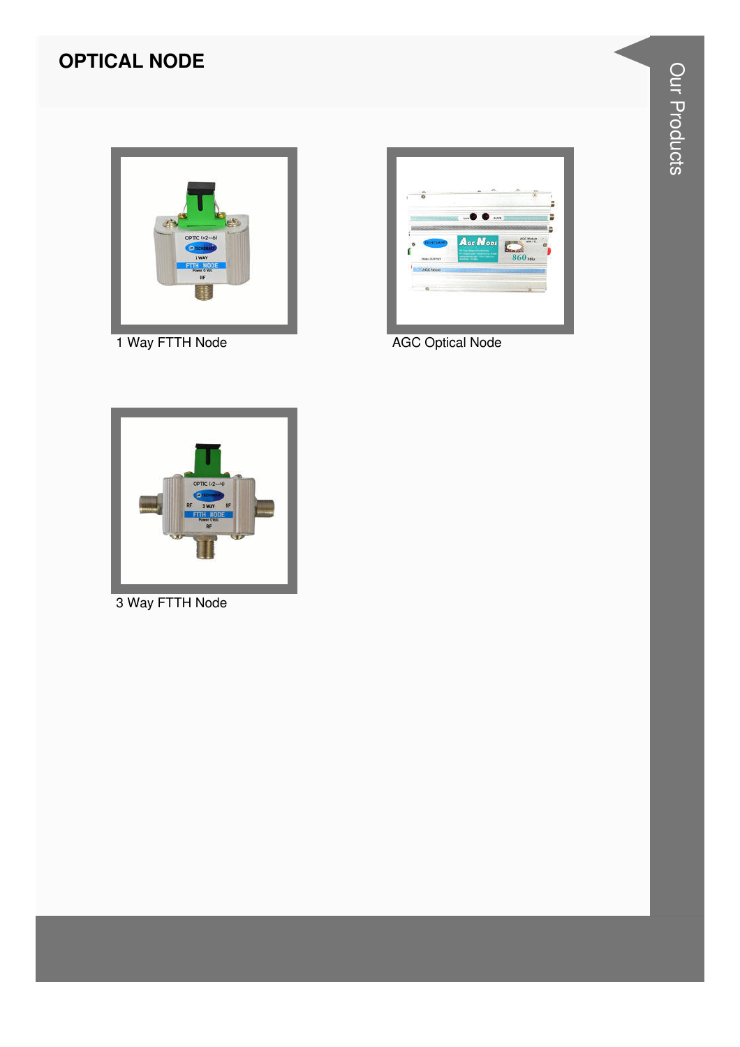# OPTICAL NODE

1 Way FTTH Node

AGC Optical Node

3 Way FTTH Node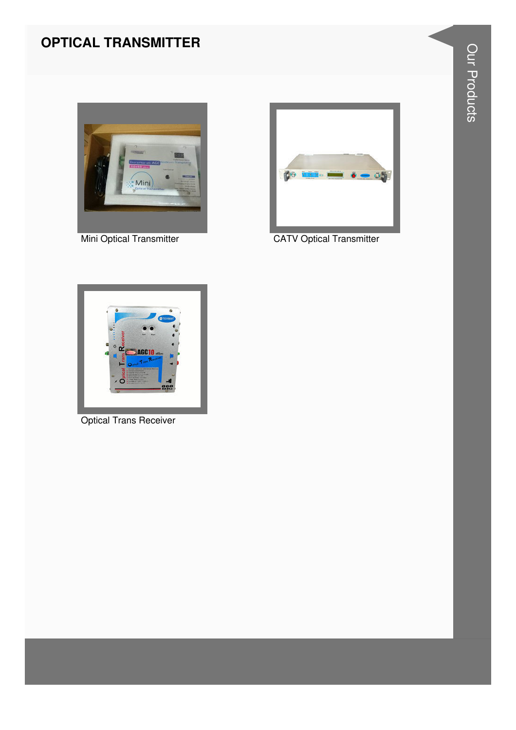# OPTICAL TRANSMITTER

Mini Optical Transmitter

CATV Optical Transmitter

Optical Trans Receiver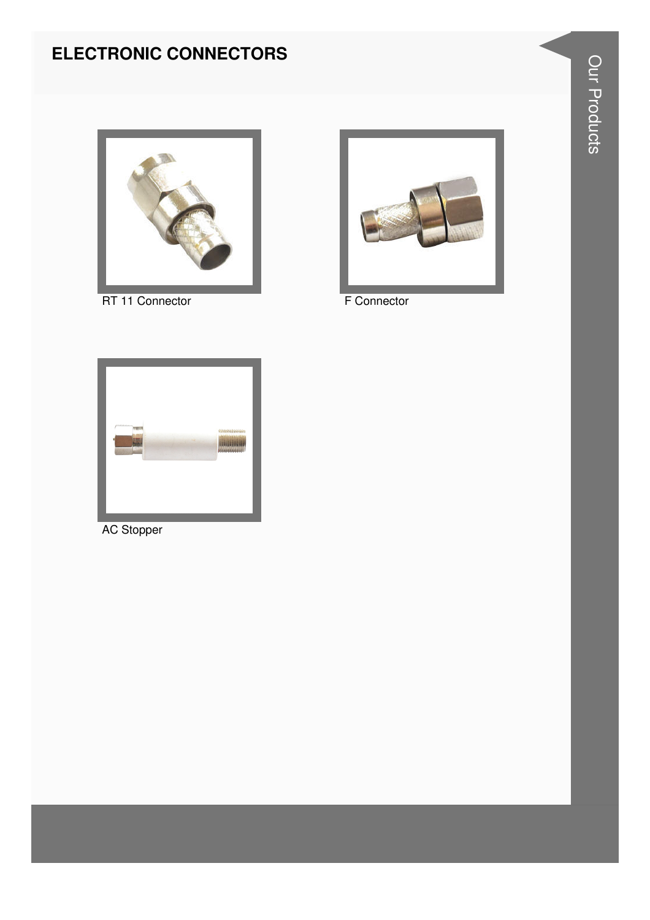# ELECTRONIC CONNECTORS

RT 11 Connector

F Connector

AC Stopper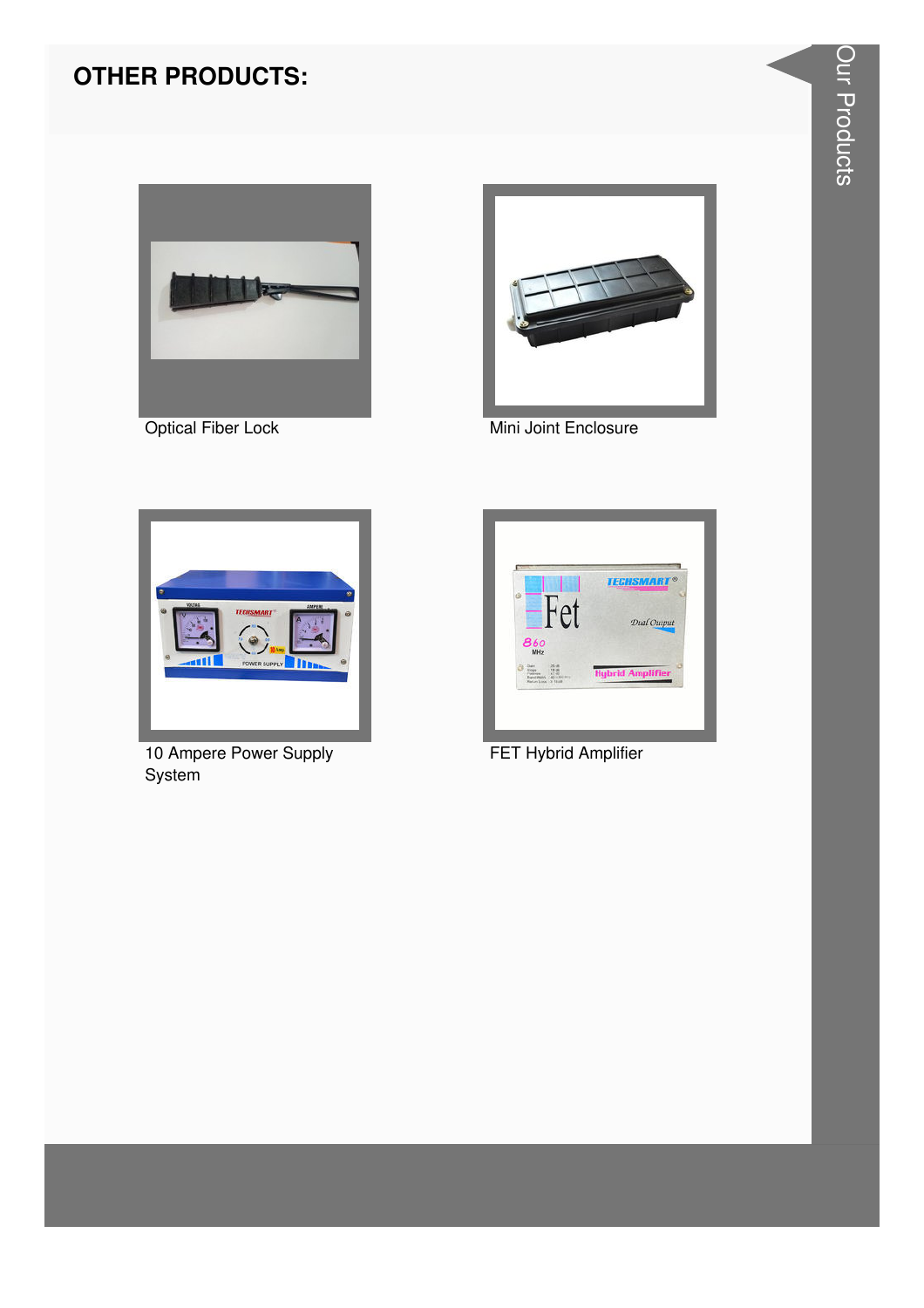## OTHER PRODUCTS:

Optical Fiber Lock

Mini Joint Enclosure

10 Ampere Power Supply System

FET Hybrid Amplifier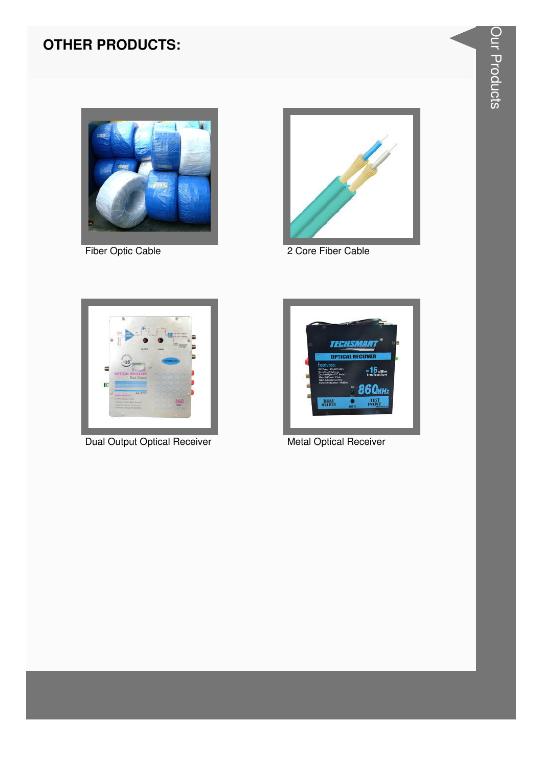## OTHER PRODUCTS:

Fiber Optic Cable

2 Core Fiber Cable

Dual Output Optical Receiver

Metal Optical Receiver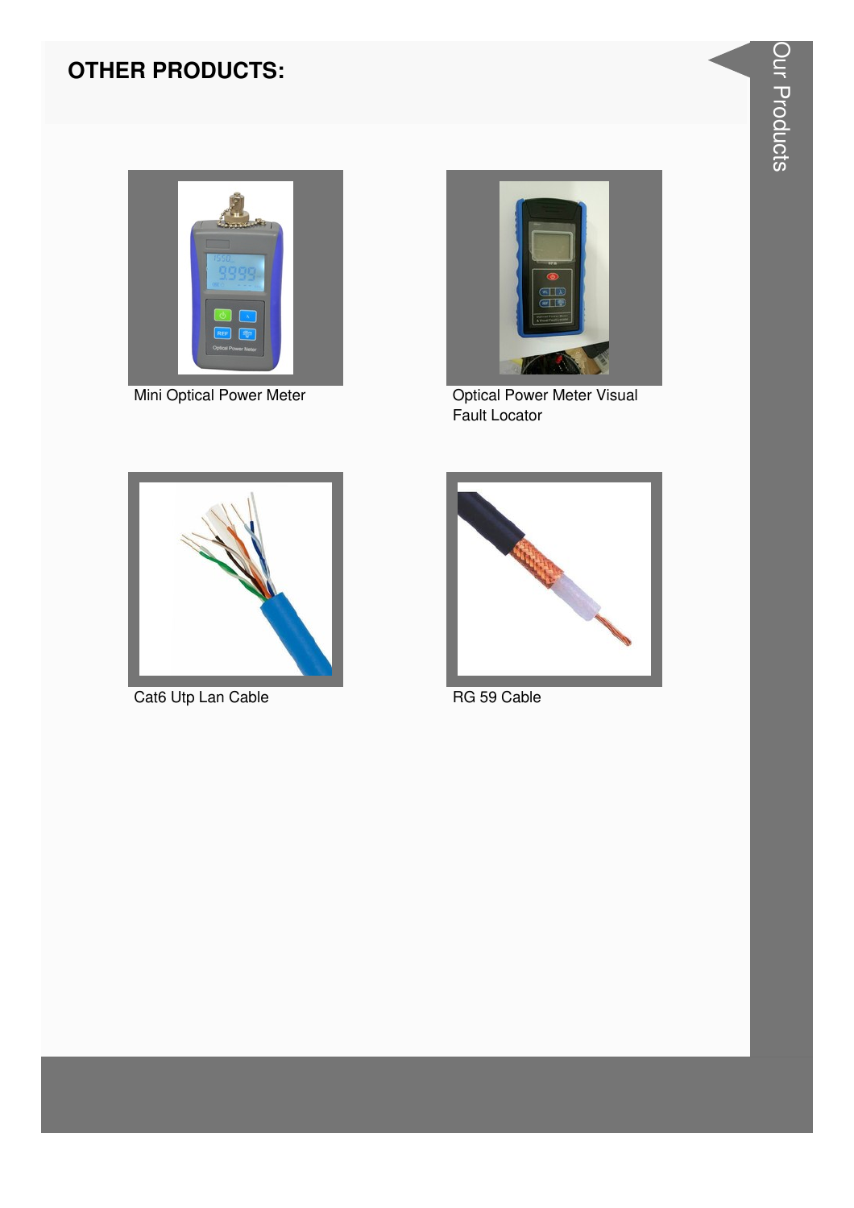## OTHER PRODUCTS:

Mini Optical Power Meter

Optical Power Meter Visual Fault Locator

Cat6 Utp Lan Cable

RG 59 Cable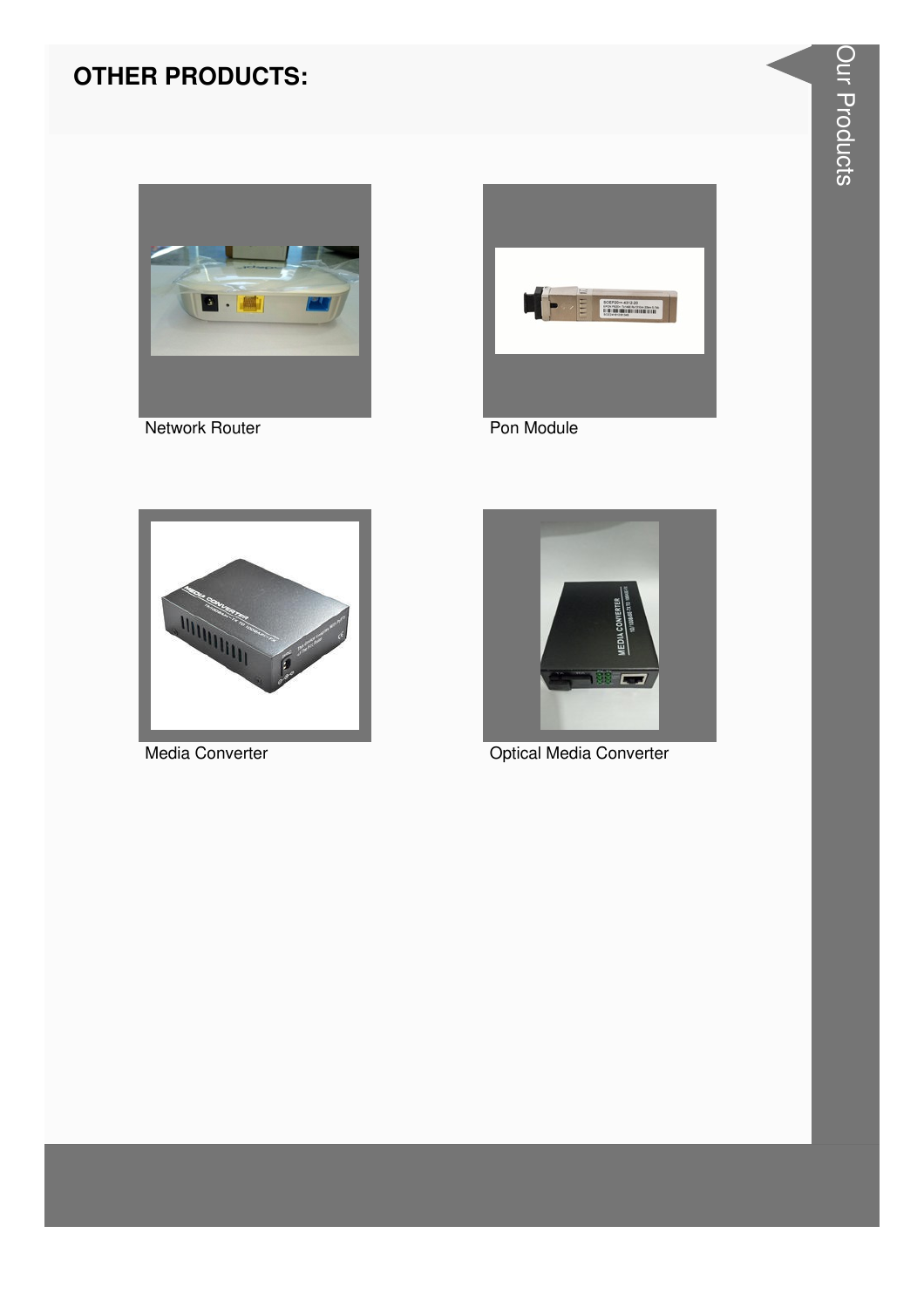## OTHER PRODUCTS:

Network Router

Pon Module

Media Converter

Optical Media Converter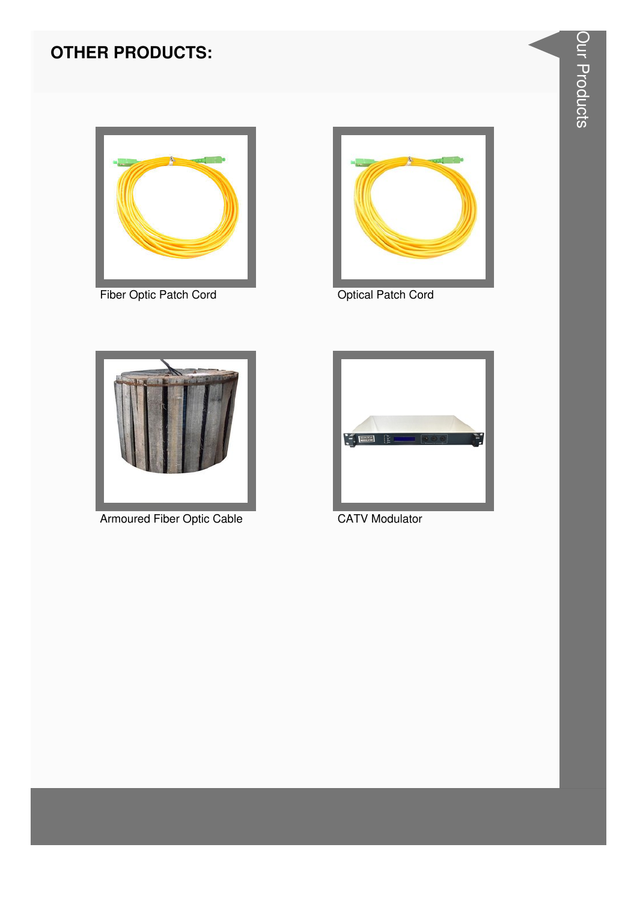## OTHER PRODUCTS:

Fiber Optic Patch Cord

Optical Patch Cord

Armoured Fiber Optic Cable

CATV Modulator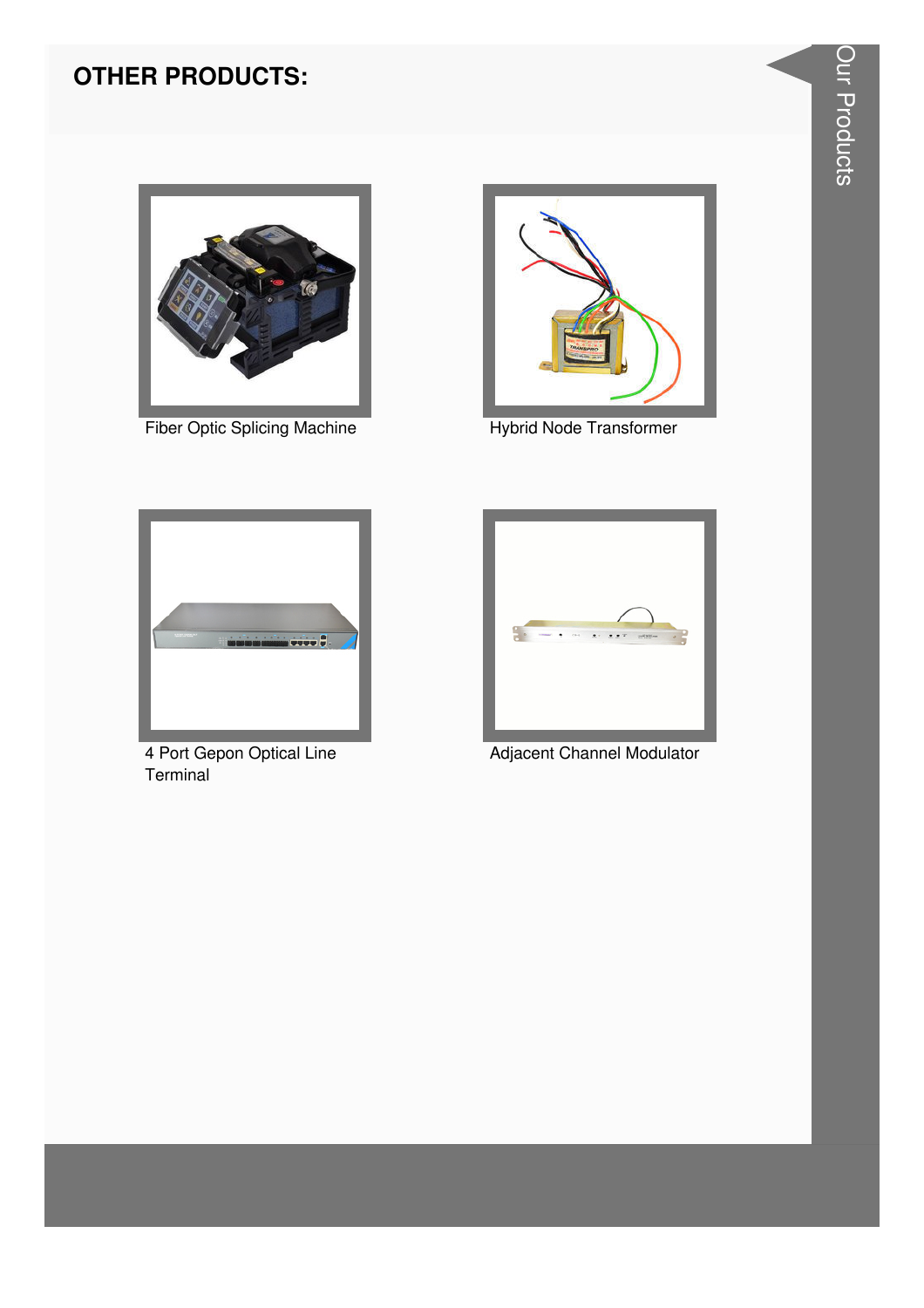## OTHER PRODUCTS:

Fiber Optic Splicing Machine

Hybrid Node Transformer

4 Port Gepon Optical Line Terminal

Adjacent Channel Modulator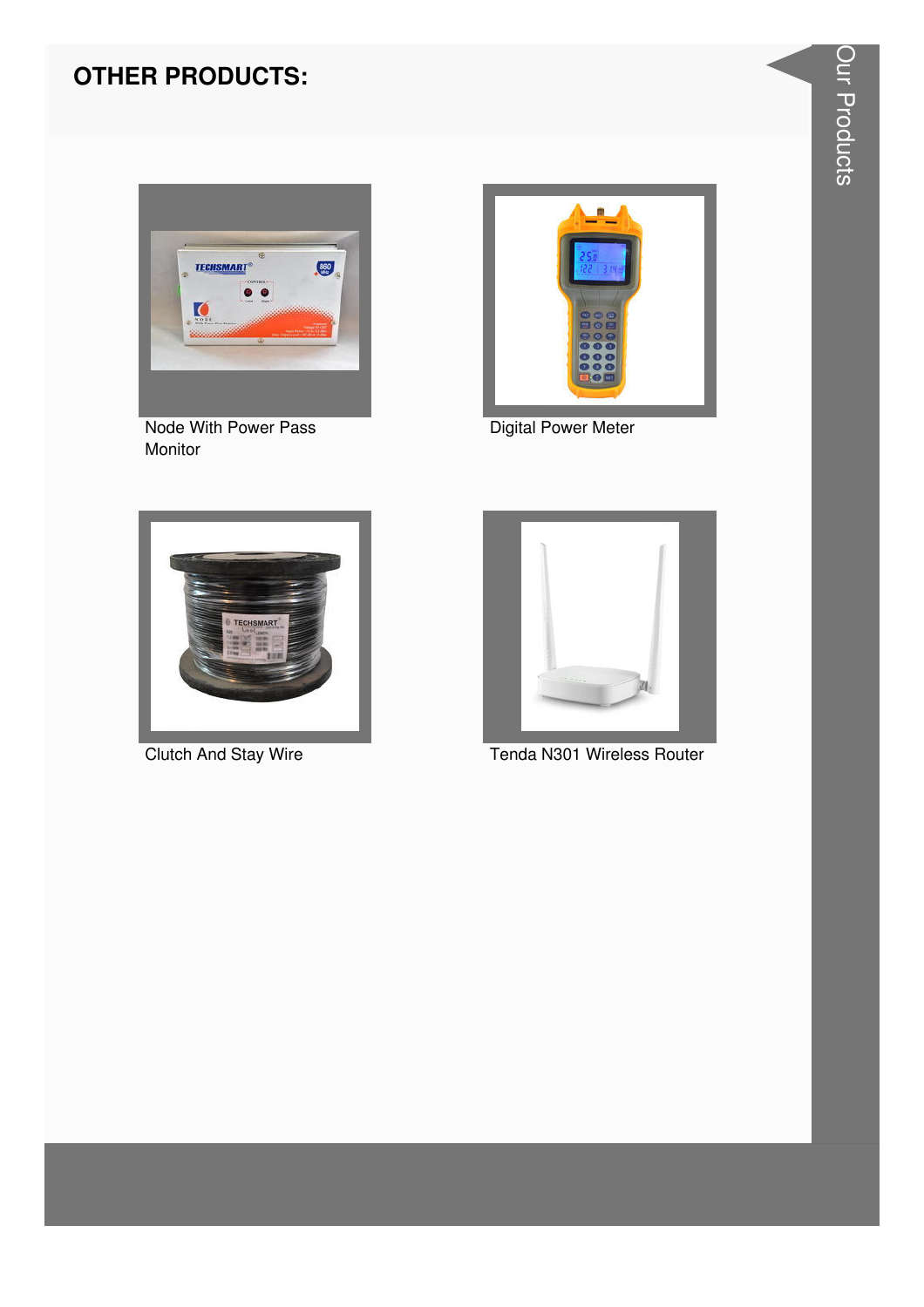## OTHER PRODUCTS:

Node With Power Pass Monitor

Digital Power Meter

Clutch And Stay Wire

Tenda N301 Wireless Router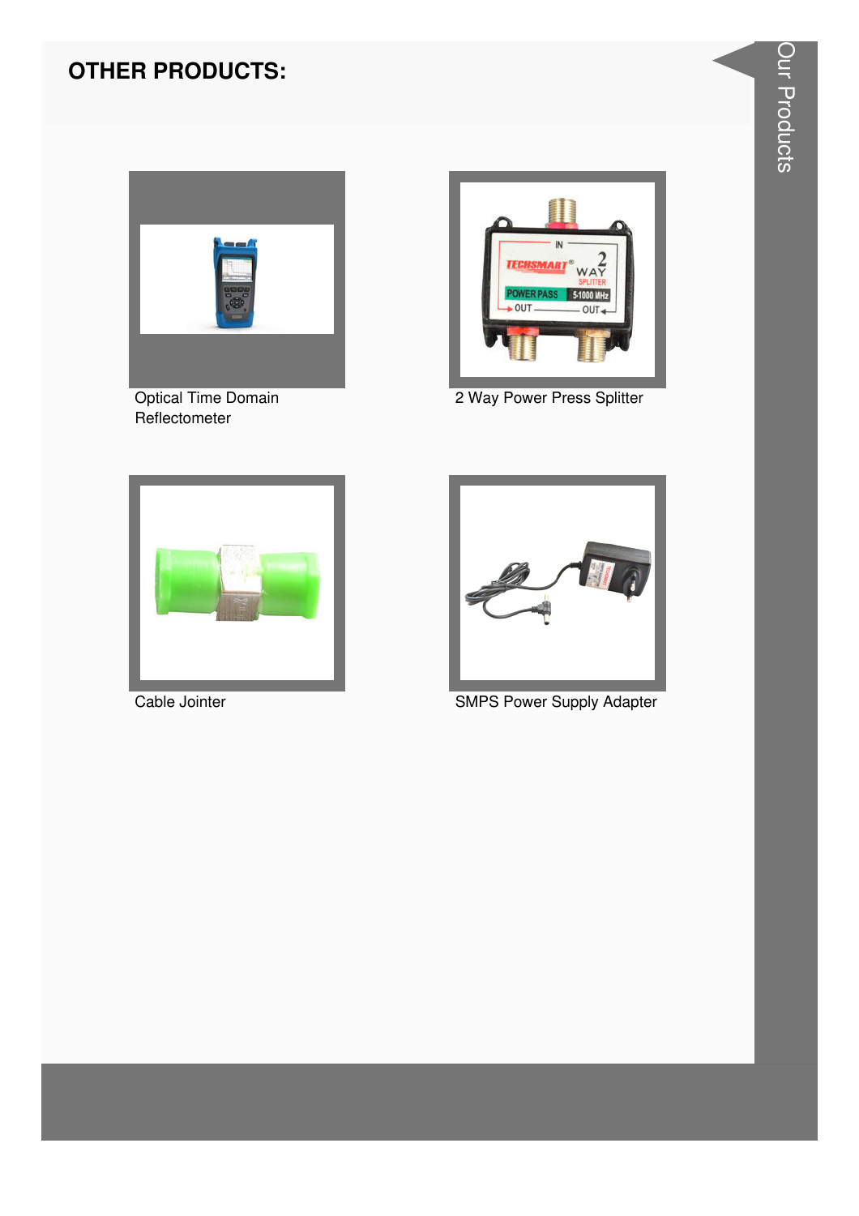## OTHER PRODUCTS:

Optical Time Domain Reflectometer

2 Way Power Press Splitter

Cable Jointer

SMPS Power Supply Adapter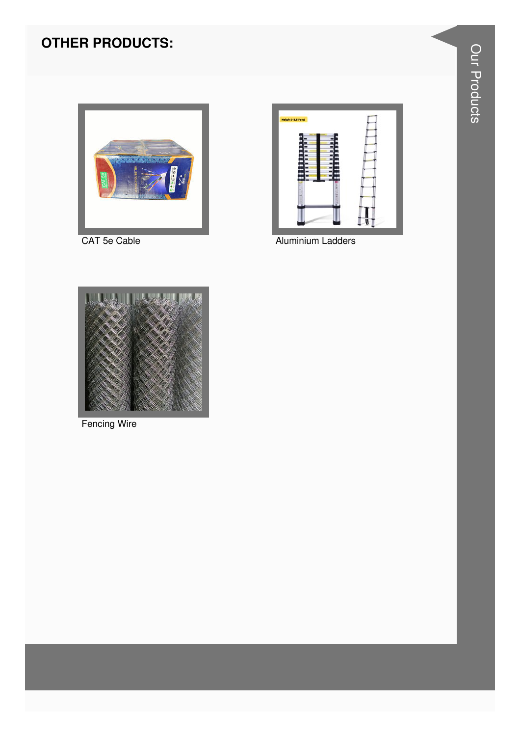## OTHER PRODUCTS:

CAT 5e Cable

Aluminium Ladders

Fencing Wire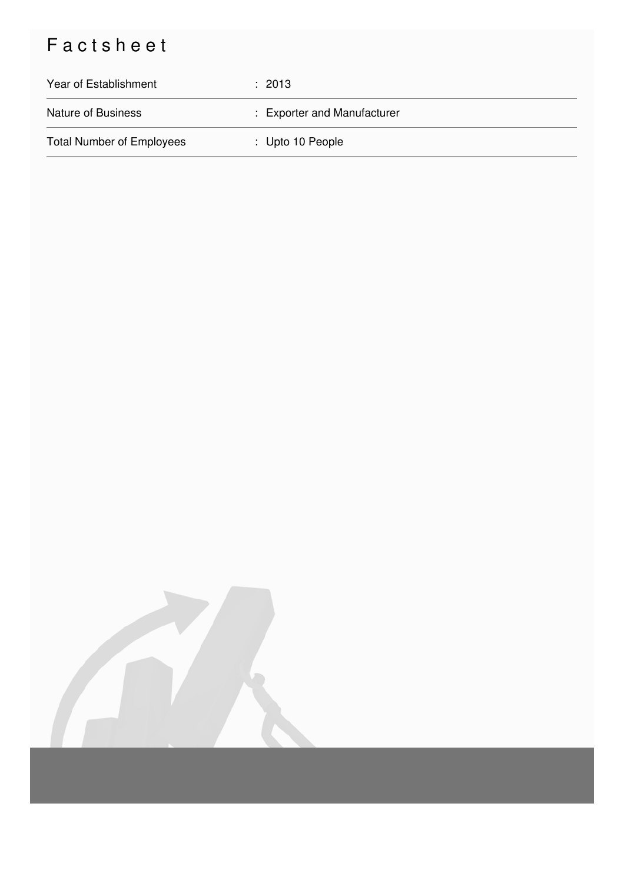# Factsheet

| | |
|---|---|
| Year of Establishment | : 2013 |
| Nature of Business | : Exporter and Manufacturer |
| Total Number of Employees | : Upto 10 People |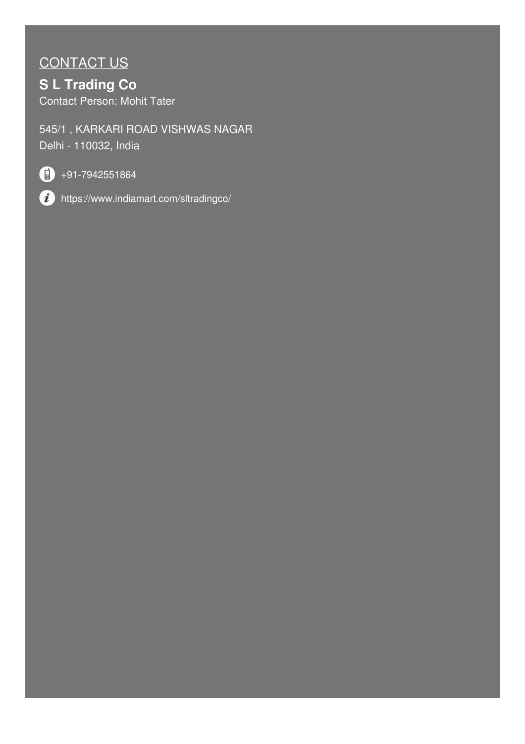## CONTACT US

### S L Trading Co

Contact Person: Mohit Tater

545/1 , KARKARI ROAD VISHWAS NAGAR
Delhi - 110032, India

+91-7942551864

https://www.indiamart.com/sltradingco/